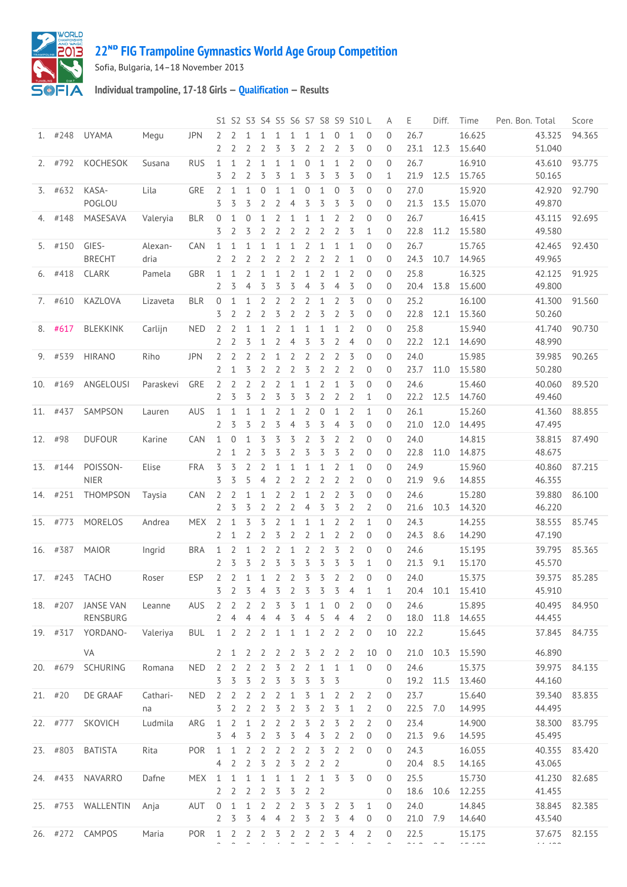# 22ND FIG Trampoline Gymnastics World Age Group Competition

Sofia, Bulgaria, 14–18 November 2013

## Individual trampoline, 17-18 Girls – Qualification – Results

| | | | | | S1 | S2 | S3 | S4 | S5 | S6 | S7 | S8 | S9 | S10 | L | A | E | Diff. | Time | Pen. | Bon. | Total | Score |
|---|---|---|---|---|---|---|---|---|---|---|---|---|---|---|---|---|---|---|---|---|---|---|---|
| 1. | #248 | UYAMA | Megu | JPN | 2 | 2 | 1 | 1 | 1 | 1 | 1 | 1 | 0 | 1 | 0 | 0 | 26.7 | | 16.625 | | | 43.325 | 94.365 |
| | | | | | 2 | 2 | 2 | 2 | 3 | 3 | 2 | 2 | 2 | 3 | 0 | 0 | 23.1 | 12.3 | 15.640 | | | 51.040 | |
| 2. | #792 | KOCHESOK | Susana | RUS | 1 | 1 | 2 | 1 | 1 | 1 | 0 | 1 | 1 | 2 | 0 | 0 | 26.7 | | 16.910 | | | 43.610 | 93.775 |
| | | | | | 3 | 2 | 2 | 3 | 3 | 1 | 3 | 3 | 3 | 3 | 0 | 1 | 21.9 | 12.5 | 15.765 | | | 50.165 | |
| 3. | #632 | KASA-POGLOU | Lila | GRE | 2 | 1 | 1 | 0 | 1 | 1 | 0 | 1 | 0 | 3 | 0 | 0 | 27.0 | | 15.920 | | | 42.920 | 92.790 |
| | | | | | 3 | 3 | 3 | 2 | 2 | 4 | 3 | 3 | 3 | 3 | 0 | 0 | 21.3 | 13.5 | 15.070 | | | 49.870 | |
| 4. | #148 | MASESAVA | Valeryia | BLR | 0 | 1 | 0 | 1 | 2 | 1 | 1 | 1 | 2 | 2 | 0 | 0 | 26.7 | | 16.415 | | | 43.115 | 92.695 |
| | | | | | 3 | 2 | 3 | 2 | 2 | 2 | 2 | 2 | 2 | 3 | 1 | 0 | 22.8 | 11.2 | 15.580 | | | 49.580 | |
| 5. | #150 | GIES-BRECHT | Alexan-dria | CAN | 1 | 1 | 1 | 1 | 1 | 1 | 2 | 1 | 1 | 1 | 0 | 0 | 26.7 | | 15.765 | | | 42.465 | 92.430 |
| | | | | | 2 | 2 | 2 | 2 | 2 | 2 | 2 | 2 | 2 | 1 | 0 | 0 | 24.3 | 10.7 | 14.965 | | | 49.965 | |
| 6. | #418 | CLARK | Pamela | GBR | 1 | 1 | 2 | 1 | 1 | 2 | 1 | 2 | 1 | 2 | 0 | 0 | 25.8 | | 16.325 | | | 42.125 | 91.925 |
| | | | | | 2 | 3 | 4 | 3 | 3 | 3 | 4 | 3 | 4 | 3 | 0 | 0 | 20.4 | 13.8 | 15.600 | | | 49.800 | |
| 7. | #610 | KAZLOVA | Lizaveta | BLR | 0 | 1 | 1 | 2 | 2 | 2 | 2 | 1 | 2 | 3 | 0 | 0 | 25.2 | | 16.100 | | | 41.300 | 91.560 |
| | | | | | 3 | 2 | 2 | 2 | 3 | 2 | 2 | 3 | 2 | 3 | 0 | 0 | 22.8 | 12.1 | 15.360 | | | 50.260 | |
| 8. | #617 | BLEKKINK | Carlijn | NED | 2 | 2 | 1 | 1 | 2 | 1 | 1 | 1 | 1 | 2 | 0 | 0 | 25.8 | | 15.940 | | | 41.740 | 90.730 |
| | | | | | 2 | 2 | 3 | 1 | 2 | 4 | 3 | 3 | 2 | 4 | 0 | 0 | 22.2 | 12.1 | 14.690 | | | 48.990 | |
| 9. | #539 | HIRANO | Riho | JPN | 2 | 2 | 2 | 2 | 1 | 2 | 2 | 2 | 2 | 3 | 0 | 0 | 24.0 | | 15.985 | | | 39.985 | 90.265 |
| | | | | | 2 | 1 | 3 | 2 | 2 | 2 | 3 | 2 | 2 | 2 | 0 | 0 | 23.7 | 11.0 | 15.580 | | | 50.280 | |
| 10. | #169 | ANGELOUSI | Paraskevi | GRE | 2 | 2 | 2 | 2 | 2 | 1 | 1 | 2 | 1 | 3 | 0 | 0 | 24.6 | | 15.460 | | | 40.060 | 89.520 |
| | | | | | 2 | 3 | 3 | 2 | 3 | 3 | 3 | 2 | 2 | 2 | 1 | 0 | 22.2 | 12.5 | 14.760 | | | 49.460 | |
| 11. | #437 | SAMPSON | Lauren | AUS | 1 | 1 | 1 | 1 | 2 | 1 | 2 | 0 | 1 | 2 | 1 | 0 | 26.1 | | 15.260 | | | 41.360 | 88.855 |
| | | | | | 2 | 3 | 3 | 2 | 3 | 4 | 3 | 3 | 4 | 3 | 0 | 0 | 21.0 | 12.0 | 14.495 | | | 47.495 | |
| 12. | #98 | DUFOUR | Karine | CAN | 1 | 0 | 1 | 3 | 3 | 3 | 2 | 3 | 2 | 2 | 0 | 0 | 24.0 | | 14.815 | | | 38.815 | 87.490 |
| | | | | | 2 | 1 | 2 | 3 | 3 | 2 | 3 | 3 | 3 | 2 | 0 | 0 | 22.8 | 11.0 | 14.875 | | | 48.675 | |
| 13. | #144 | POISSON-NIER | Elise | FRA | 3 | 3 | 2 | 2 | 1 | 1 | 1 | 1 | 2 | 1 | 0 | 0 | 24.9 | | 15.960 | | | 40.860 | 87.215 |
| | | | | | 3 | 3 | 5 | 4 | 2 | 2 | 2 | 2 | 2 | 2 | 0 | 0 | 21.9 | 9.6 | 14.855 | | | 46.355 | |
| 14. | #251 | THOMPSON | Taysia | CAN | 2 | 2 | 1 | 1 | 2 | 2 | 1 | 2 | 2 | 3 | 0 | 0 | 24.6 | | 15.280 | | | 39.880 | 86.100 |
| | | | | | 2 | 3 | 3 | 2 | 2 | 2 | 4 | 3 | 3 | 2 | 2 | 0 | 21.6 | 10.3 | 14.320 | | | 46.220 | |
| 15. | #773 | MORELOS | Andrea | MEX | 2 | 1 | 3 | 3 | 2 | 1 | 1 | 1 | 2 | 2 | 1 | 0 | 24.3 | | 14.255 | | | 38.555 | 85.745 |
| | | | | | 2 | 1 | 2 | 2 | 3 | 2 | 2 | 1 | 2 | 2 | 0 | 0 | 24.3 | 8.6 | 14.290 | | | 47.190 | |
| 16. | #387 | MAIOR | Ingrid | BRA | 1 | 2 | 1 | 2 | 2 | 1 | 2 | 2 | 3 | 2 | 0 | 0 | 24.6 | | 15.195 | | | 39.795 | 85.365 |
| | | | | | 2 | 3 | 3 | 2 | 3 | 3 | 3 | 3 | 3 | 3 | 1 | 0 | 21.3 | 9.1 | 15.170 | | | 45.570 | |
| 17. | #243 | TACHO | Roser | ESP | 2 | 2 | 1 | 1 | 2 | 2 | 3 | 3 | 2 | 2 | 0 | 0 | 24.0 | | 15.375 | | | 39.375 | 85.285 |
| | | | | | 3 | 2 | 3 | 4 | 3 | 2 | 3 | 3 | 3 | 4 | 1 | 1 | 20.4 | 10.1 | 15.410 | | | 45.910 | |
| 18. | #207 | JANSE VAN RENSBURG | Leanne | AUS | 2 | 2 | 2 | 2 | 3 | 3 | 1 | 1 | 0 | 2 | 0 | 0 | 24.6 | | 15.895 | | | 40.495 | 84.950 |
| | | | | | 2 | 4 | 4 | 4 | 4 | 3 | 4 | 5 | 4 | 4 | 2 | 0 | 18.0 | 11.8 | 14.655 | | | 44.455 | |
| 19. | #317 | YORDANO-VA | Valeriya | BUL | 1 | 2 | 2 | 2 | 1 | 1 | 1 | 2 | 2 | 2 | 0 | 10 | 22.2 | | 15.645 | | | 37.845 | 84.735 |
| | | | | | 2 | 1 | 2 | 2 | 2 | 2 | 3 | 2 | 2 | 2 | 10 | 0 | 21.0 | 10.3 | 15.590 | | | 46.890 | |
| 20. | #679 | SCHURING | Romana | NED | 2 | 2 | 2 | 2 | 3 | 2 | 2 | 1 | 1 | 1 | 0 | 0 | 24.6 | | 15.375 | | | 39.975 | 84.135 |
| | | | | | 3 | 3 | 3 | 2 | 3 | 3 | 3 | 3 | 3 | | | 0 | 19.2 | 11.5 | 13.460 | | | 44.160 | |
| 21. | #20 | DE GRAAF | Cathari-na | NED | 2 | 2 | 2 | 2 | 2 | 1 | 3 | 1 | 2 | 2 | 2 | 0 | 23.7 | | 15.640 | | | 39.340 | 83.835 |
| | | | | | 3 | 2 | 2 | 2 | 3 | 2 | 3 | 2 | 3 | 1 | 2 | 0 | 22.5 | 7.0 | 14.995 | | | 44.495 | |
| 22. | #777 | SKOVICH | Ludmila | ARG | 1 | 2 | 1 | 2 | 2 | 2 | 3 | 2 | 3 | 2 | 2 | 0 | 23.4 | | 14.900 | | | 38.300 | 83.795 |
| | | | | | 3 | 4 | 3 | 2 | 3 | 3 | 4 | 3 | 2 | 2 | 0 | 0 | 21.3 | 9.6 | 14.595 | | | 45.495 | |
| 23. | #803 | BATISTA | Rita | POR | 1 | 1 | 2 | 2 | 2 | 2 | 2 | 3 | 2 | 2 | 0 | 0 | 24.3 | | 16.055 | | | 40.355 | 83.420 |
| | | | | | 4 | 2 | 2 | 3 | 2 | 3 | 2 | 2 | 2 | | | 0 | 20.4 | 8.5 | 14.165 | | | 43.065 | |
| 24. | #433 | NAVARRO | Dafne | MEX | 1 | 1 | 1 | 1 | 1 | 1 | 2 | 1 | 3 | 3 | 0 | 0 | 25.5 | | 15.730 | | | 41.230 | 82.685 |
| | | | | | 2 | 2 | 2 | 2 | 3 | 3 | 2 | 2 | | | | 0 | 18.6 | 10.6 | 12.255 | | | 41.455 | |
| 25. | #753 | WALLENTIN | Anja | AUT | 0 | 1 | 1 | 2 | 2 | 2 | 3 | 3 | 2 | 3 | 1 | 0 | 24.0 | | 14.845 | | | 38.845 | 82.385 |
| | | | | | 2 | 3 | 3 | 4 | 4 | 2 | 3 | 2 | 3 | 4 | 0 | 0 | 21.0 | 7.9 | 14.640 | | | 43.540 | |
| 26. | #272 | CAMPOS | Maria | POR | 1 | 2 | 2 | 2 | 3 | 2 | 2 | 2 | 3 | 4 | 2 | 0 | 22.5 | | 15.175 | | | 37.675 | 82.155 |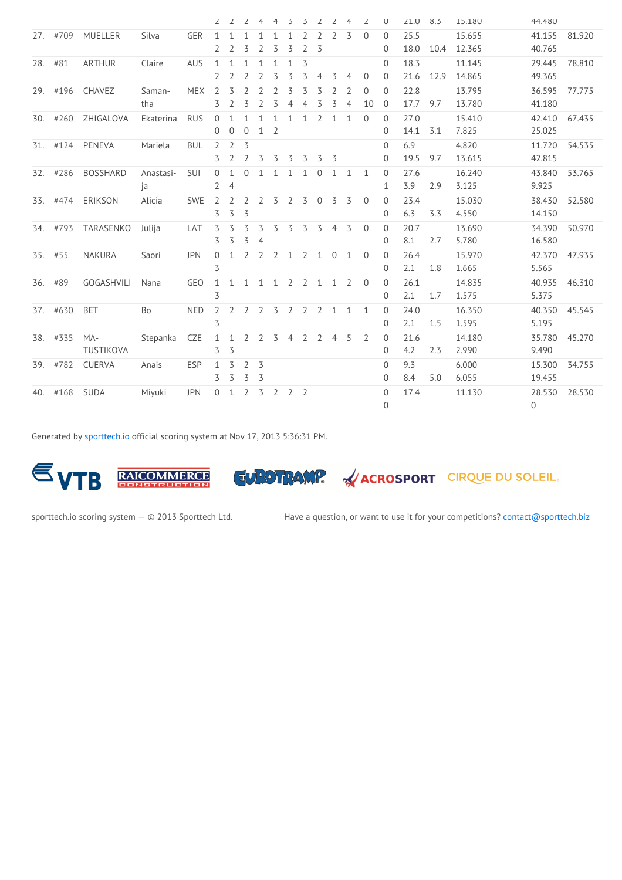| | | | | | | | | | | | | | | | | | | | | | |
|---|---|---|---|---|---|---|---|---|---|---|---|---|---|---|---|---|---|---|---|---|---|
| | | | | | 2 | 2 | 2 | 4 | 4 | 5 | 5 | 2 | 2 | 4 | 2 | 0 | 21.0 | 8.5 | 15.180 | 44.480 | |
| 27. | #709 | MUELLER | Silva | GER | 1 | 1 | 1 | 1 | 1 | 1 | 2 | 2 | 2 | 3 | 0 | 0 | 25.5 | | 15.655 | 41.155 | 81.920 |
| | | | | | 2 | 2 | 3 | 2 | 3 | 3 | 2 | 3 | | | | 0 | 18.0 | 10.4 | 12.365 | 40.765 | |
| 28. | #81 | ARTHUR | Claire | AUS | 1 | 1 | 1 | 1 | 1 | 1 | 3 | | | | | 0 | 18.3 | | 11.145 | 29.445 | 78.810 |
| | | | | | 2 | 2 | 2 | 2 | 3 | 3 | 3 | 4 | 3 | 4 | 0 | 0 | 21.6 | 12.9 | 14.865 | 49.365 | |
| 29. | #196 | CHAVEZ | Samantha | MEX | 2 | 3 | 2 | 2 | 2 | 3 | 3 | 3 | 2 | 2 | 0 | 0 | 22.8 | | 13.795 | 36.595 | 77.775 |
| | | | | | 3 | 2 | 3 | 2 | 3 | 4 | 4 | 3 | 3 | 4 | 10 | 0 | 17.7 | 9.7 | 13.780 | 41.180 | |
| 30. | #260 | ZHIGALOVA | Ekaterina | RUS | 0 | 1 | 1 | 1 | 1 | 1 | 1 | 2 | 1 | 1 | 0 | 0 | 27.0 | | 15.410 | 42.410 | 67.435 |
| | | | | | 0 | 0 | 0 | 1 | 2 | | | | | | | 0 | 14.1 | 3.1 | 7.825 | 25.025 | |
| 31. | #124 | PENEVA | Mariela | BUL | 2 | 2 | 3 | | | | | | | | | 0 | 6.9 | | 4.820 | 11.720 | 54.535 |
| | | | | | 3 | 2 | 2 | 3 | 3 | 3 | 3 | 3 | 3 | | | 0 | 19.5 | 9.7 | 13.615 | 42.815 | |
| 32. | #286 | BOSSHARD | Anastasija | SUI | 0 | 1 | 0 | 1 | 1 | 1 | 1 | 0 | 1 | 1 | 1 | 0 | 27.6 | | 16.240 | 43.840 | 53.765 |
| | | | | | 2 | 4 | | | | | | | | | | 1 | 3.9 | 2.9 | 3.125 | 9.925 | |
| 33. | #474 | ERIKSON | Alicia | SWE | 2 | 2 | 2 | 2 | 3 | 2 | 3 | 0 | 3 | 3 | 0 | 0 | 23.4 | | 15.030 | 38.430 | 52.580 |
| | | | | | 3 | 3 | 3 | | | | | | | | | 0 | 6.3 | 3.3 | 4.550 | 14.150 | |
| 34. | #793 | TARASENKO | Julija | LAT | 3 | 3 | 3 | 3 | 3 | 3 | 3 | 3 | 4 | 3 | 0 | 0 | 20.7 | | 13.690 | 34.390 | 50.970 |
| | | | | | 3 | 3 | 3 | 4 | | | | | | | | 0 | 8.1 | 2.7 | 5.780 | 16.580 | |
| 35. | #55 | NAKURA | Saori | JPN | 0 | 1 | 2 | 2 | 2 | 1 | 2 | 1 | 0 | 1 | 0 | 0 | 26.4 | | 15.970 | 42.370 | 47.935 |
| | | | | | 3 | | | | | | | | | | | 0 | 2.1 | 1.8 | 1.665 | 5.565 | |
| 36. | #89 | GOGASHVILI | Nana | GEO | 1 | 1 | 1 | 1 | 1 | 2 | 2 | 1 | 1 | 2 | 0 | 0 | 26.1 | | 14.835 | 40.935 | 46.310 |
| | | | | | 3 | | | | | | | | | | | 0 | 2.1 | 1.7 | 1.575 | 5.375 | |
| 37. | #630 | BET | Bo | NED | 2 | 2 | 2 | 2 | 3 | 2 | 2 | 2 | 1 | 1 | 1 | 0 | 24.0 | | 16.350 | 40.350 | 45.545 |
| | | | | | 3 | | | | | | | | | | | 0 | 2.1 | 1.5 | 1.595 | 5.195 | |
| 38. | #335 | MA-TUSTIKOVA | Stepanka | CZE | 1 | 1 | 2 | 2 | 3 | 4 | 2 | 2 | 4 | 5 | 2 | 0 | 21.6 | | 14.180 | 35.780 | 45.270 |
| | | | | | 3 | 3 | | | | | | | | | | 0 | 4.2 | 2.3 | 2.990 | 9.490 | |
| 39. | #782 | CUERVA | Anais | ESP | 1 | 3 | 2 | 3 | | | | | | | | 0 | 9.3 | | 6.000 | 15.300 | 34.755 |
| | | | | | 3 | 3 | 3 | 3 | | | | | | | | 0 | 8.4 | 5.0 | 6.055 | 19.455 | |
| 40. | #168 | SUDA | Miyuki | JPN | 0 | 1 | 2 | 3 | 2 | 2 | 2 | | | | | 0 | 17.4 | | 11.130 | 28.530 | 28.530 |
| | | | | | | | | | | | | | | | | 0 | | | | 0 | |

Generated by sporttech.io official scoring system at Nov 17, 2013 5:36:31 PM.

VTB RAICOMMERCE CONSTRUCTION EUROTRAMP ACROSPORT CIRQUE DU SOLEIL.

sporttech.io scoring system — © 2013 Sporttech Ltd.

Have a question, or want to use it for your competitions? contact@sporttech.biz